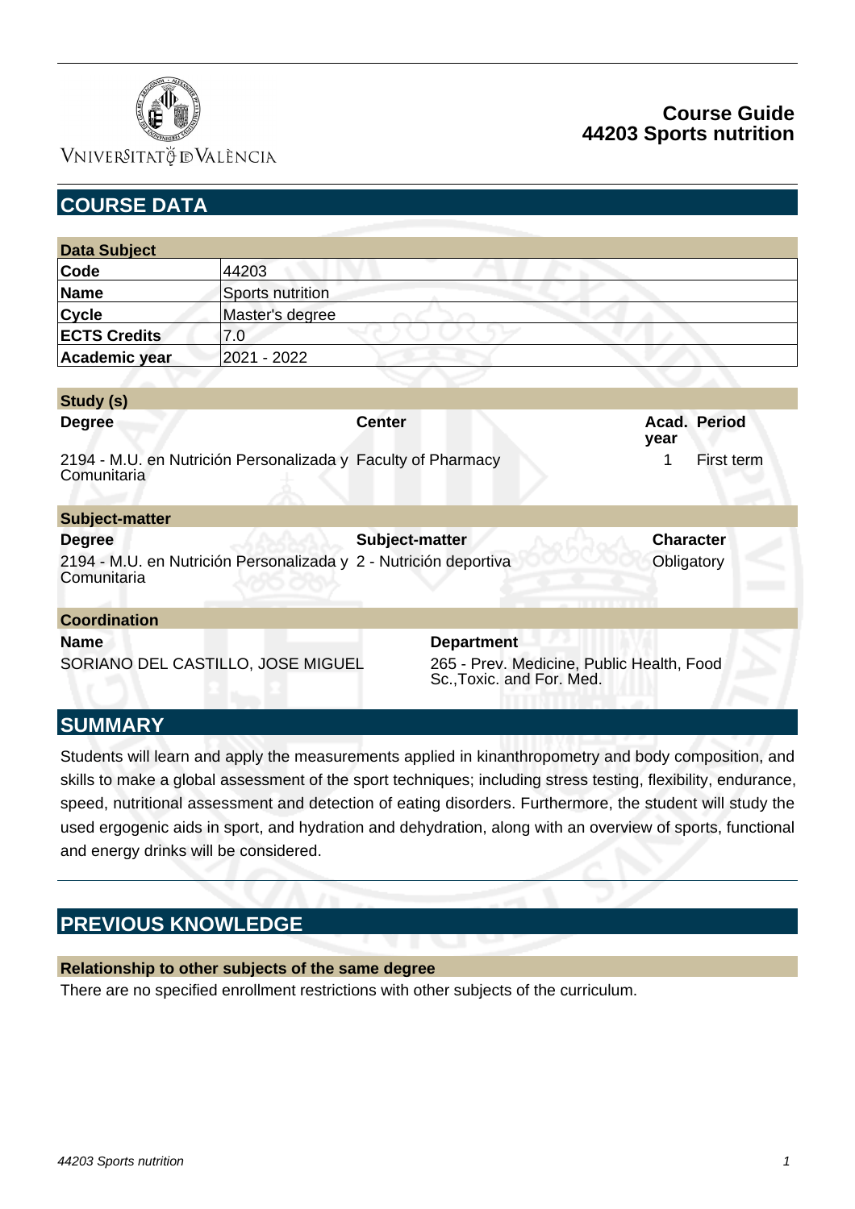# Course Guide
# 44203 Sports nutrition

## COURSE DATA

| Data Subject | |
|---|---|
| **Code** | 44203 |
| **Name** | Sports nutrition |
| **Cycle** | Master's degree |
| **ECTS Credits** | 7.0 |
| **Academic year** | 2021 - 2022 |

**Study (s)**

| Degree | Center | Acad. year | Period |
|---|---|---|---|
| 2194 - M.U. en Nutrición Personalizada y Comunitaria | Faculty of Pharmacy | 1 | First term |

**Subject-matter**

| Degree | Subject-matter | Character |
|---|---|---|
| 2194 - M.U. en Nutrición Personalizada y Comunitaria | 2 - Nutrición deportiva | Obligatory |

**Coordination**

| Name | Department |
|---|---|
| SORIANO DEL CASTILLO, JOSE MIGUEL | 265 - Prev. Medicine, Public Health, Food Sc.,Toxic. and For. Med. |

## SUMMARY

Students will learn and apply the measurements applied in kinanthropometry and body composition, and skills to make a global assessment of the sport techniques; including stress testing, flexibility, endurance, speed, nutritional assessment and detection of eating disorders. Furthermore, the student will study the used ergogenic aids in sport, and hydration and dehydration, along with an overview of sports, functional and energy drinks will be considered.

## PREVIOUS KNOWLEDGE

**Relationship to other subjects of the same degree**

There are no specified enrollment restrictions with other subjects of the curriculum.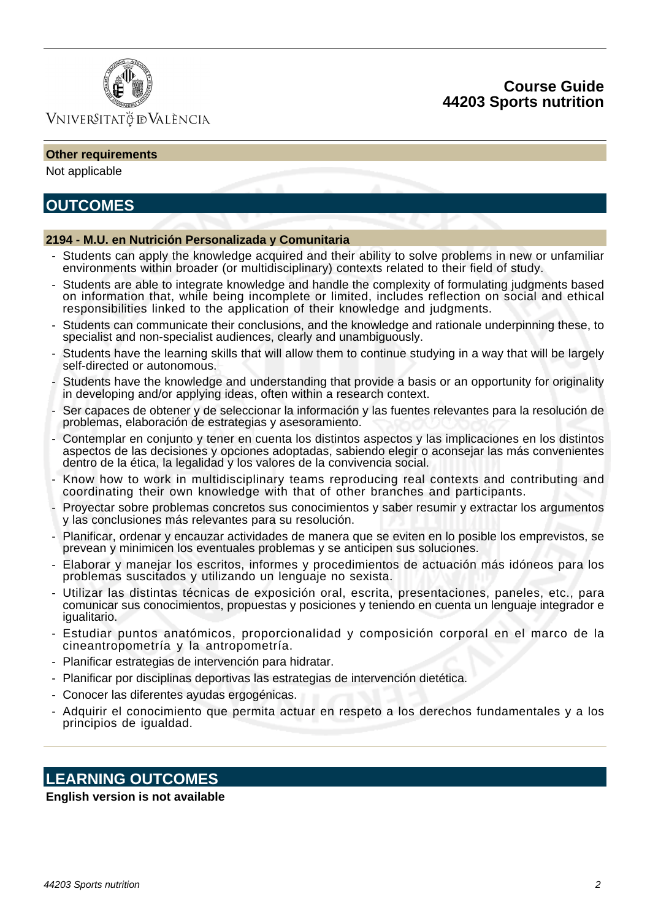### Other requirements

Not applicable

## OUTCOMES

### 2194 - M.U. en Nutrición Personalizada y Comunitaria

- Students can apply the knowledge acquired and their ability to solve problems in new or unfamiliar environments within broader (or multidisciplinary) contexts related to their field of study.
- Students are able to integrate knowledge and handle the complexity of formulating judgments based on information that, while being incomplete or limited, includes reflection on social and ethical responsibilities linked to the application of their knowledge and judgments.
- Students can communicate their conclusions, and the knowledge and rationale underpinning these, to specialist and non-specialist audiences, clearly and unambiguously.
- Students have the learning skills that will allow them to continue studying in a way that will be largely self-directed or autonomous.
- Students have the knowledge and understanding that provide a basis or an opportunity for originality in developing and/or applying ideas, often within a research context.
- Ser capaces de obtener y de seleccionar la información y las fuentes relevantes para la resolución de problemas, elaboración de estrategias y asesoramiento.
- Contemplar en conjunto y tener en cuenta los distintos aspectos y las implicaciones en los distintos aspectos de las decisiones y opciones adoptadas, sabiendo elegir o aconsejar las más convenientes dentro de la ética, la legalidad y los valores de la convivencia social.
- Know how to work in multidisciplinary teams reproducing real contexts and contributing and coordinating their own knowledge with that of other branches and participants.
- Proyectar sobre problemas concretos sus conocimientos y saber resumir y extractar los argumentos y las conclusiones más relevantes para su resolución.
- Planificar, ordenar y encauzar actividades de manera que se eviten en lo posible los emprevistos, se prevean y minimicen los eventuales problemas y se anticipen sus soluciones.
- Elaborar y manejar los escritos, informes y procedimientos de actuación más idóneos para los problemas suscitados y utilizando un lenguaje no sexista.
- Utilizar las distintas técnicas de exposición oral, escrita, presentaciones, paneles, etc., para comunicar sus conocimientos, propuestas y posiciones y teniendo en cuenta un lenguaje integrador e igualitario.
- Estudiar puntos anatómicos, proporcionalidad y composición corporal en el marco de la cineantropometría y la antropometría.
- Planificar estrategias de intervención para hidratar.
- Planificar por disciplinas deportivas las estrategias de intervención dietética.
- Conocer las diferentes ayudas ergogénicas.
- Adquirir el conocimiento que permita actuar en respeto a los derechos fundamentales y a los principios de igualdad.

## LEARNING OUTCOMES

**English version is not available**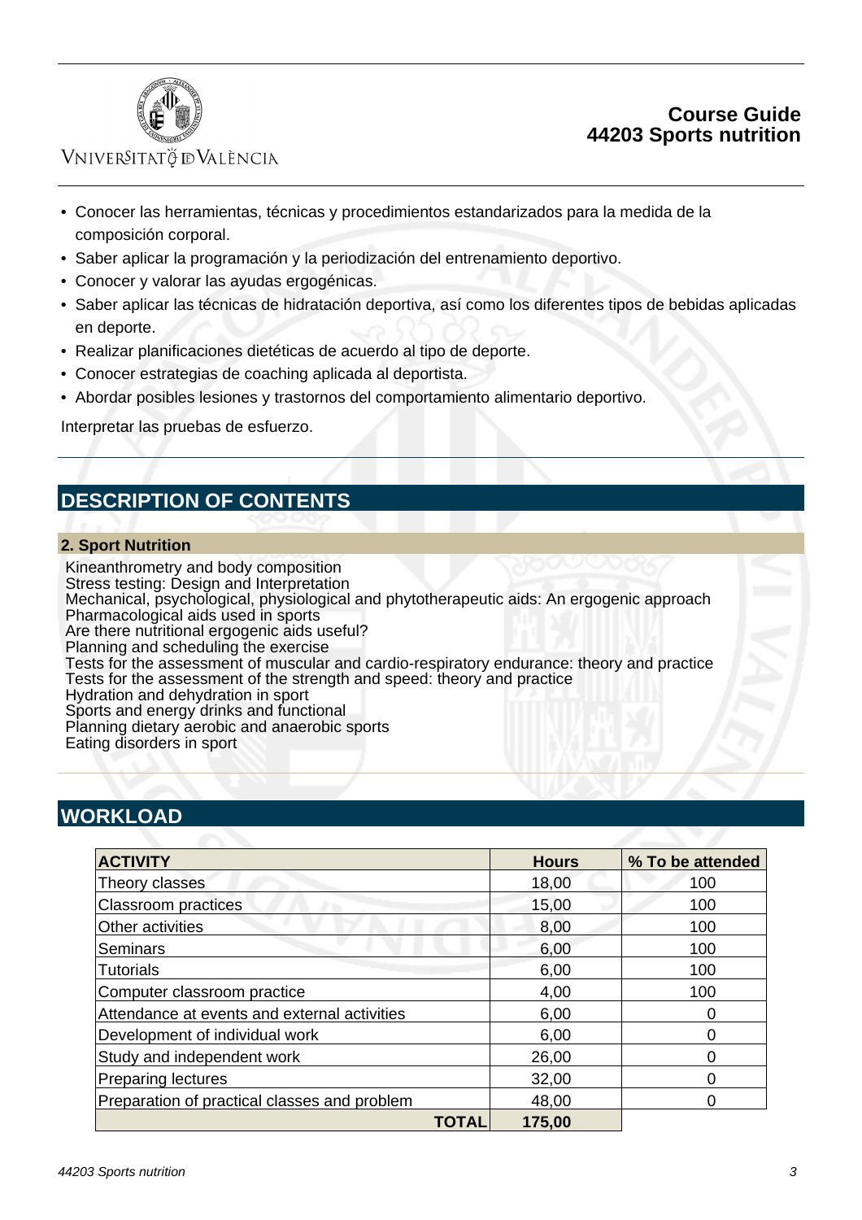- Conocer las herramientas, técnicas y procedimientos estandarizados para la medida de la composición corporal.
- Saber aplicar la programación y la periodización del entrenamiento deportivo.
- Conocer y valorar las ayudas ergogénicas.
- Saber aplicar las técnicas de hidratación deportiva, así como los diferentes tipos de bebidas aplicadas en deporte.
- Realizar planificaciones dietéticas de acuerdo al tipo de deporte.
- Conocer estrategias de coaching aplicada al deportista.
- Abordar posibles lesiones y trastornos del comportamiento alimentario deportivo.

Interpretar las pruebas de esfuerzo.

## DESCRIPTION OF CONTENTS

### 2. Sport Nutrition

Kineanthrometry and body composition
Stress testing: Design and Interpretation
Mechanical, psychological, physiological and phytotherapeutic aids: An ergogenic approach
Pharmacological aids used in sports
Are there nutritional ergogenic aids useful?
Planning and scheduling the exercise
Tests for the assessment of muscular and cardio-respiratory endurance: theory and practice
Tests for the assessment of the strength and speed: theory and practice
Hydration and dehydration in sport
Sports and energy drinks and functional
Planning dietary aerobic and anaerobic sports
Eating disorders in sport

## WORKLOAD

| ACTIVITY | Hours | % To be attended |
|---|---|---|
| Theory classes | 18,00 | 100 |
| Classroom practices | 15,00 | 100 |
| Other activities | 8,00 | 100 |
| Seminars | 6,00 | 100 |
| Tutorials | 6,00 | 100 |
| Computer classroom practice | 4,00 | 100 |
| Attendance at events and external activities | 6,00 | 0 |
| Development of individual work | 6,00 | 0 |
| Study and independent work | 26,00 | 0 |
| Preparing lectures | 32,00 | 0 |
| Preparation of practical classes and problem | 48,00 | 0 |
| **TOTAL** | **175,00** | |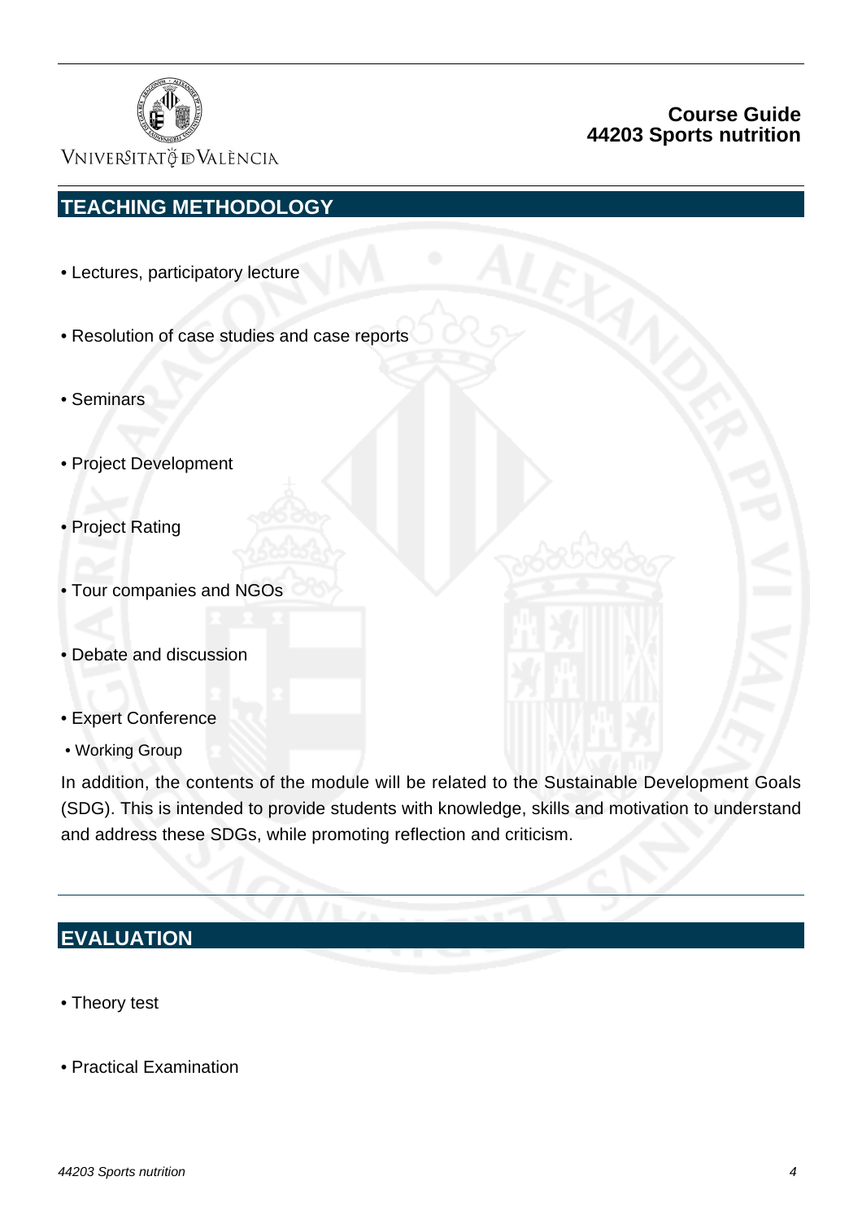## TEACHING METHODOLOGY

- Lectures, participatory lecture
- Resolution of case studies and case reports
- Seminars
- Project Development
- Project Rating
- Tour companies and NGOs
- Debate and discussion
- Expert Conference
- Working Group

In addition, the contents of the module will be related to the Sustainable Development Goals (SDG). This is intended to provide students with knowledge, skills and motivation to understand and address these SDGs, while promoting reflection and criticism.

## EVALUATION

- Theory test
- Practical Examination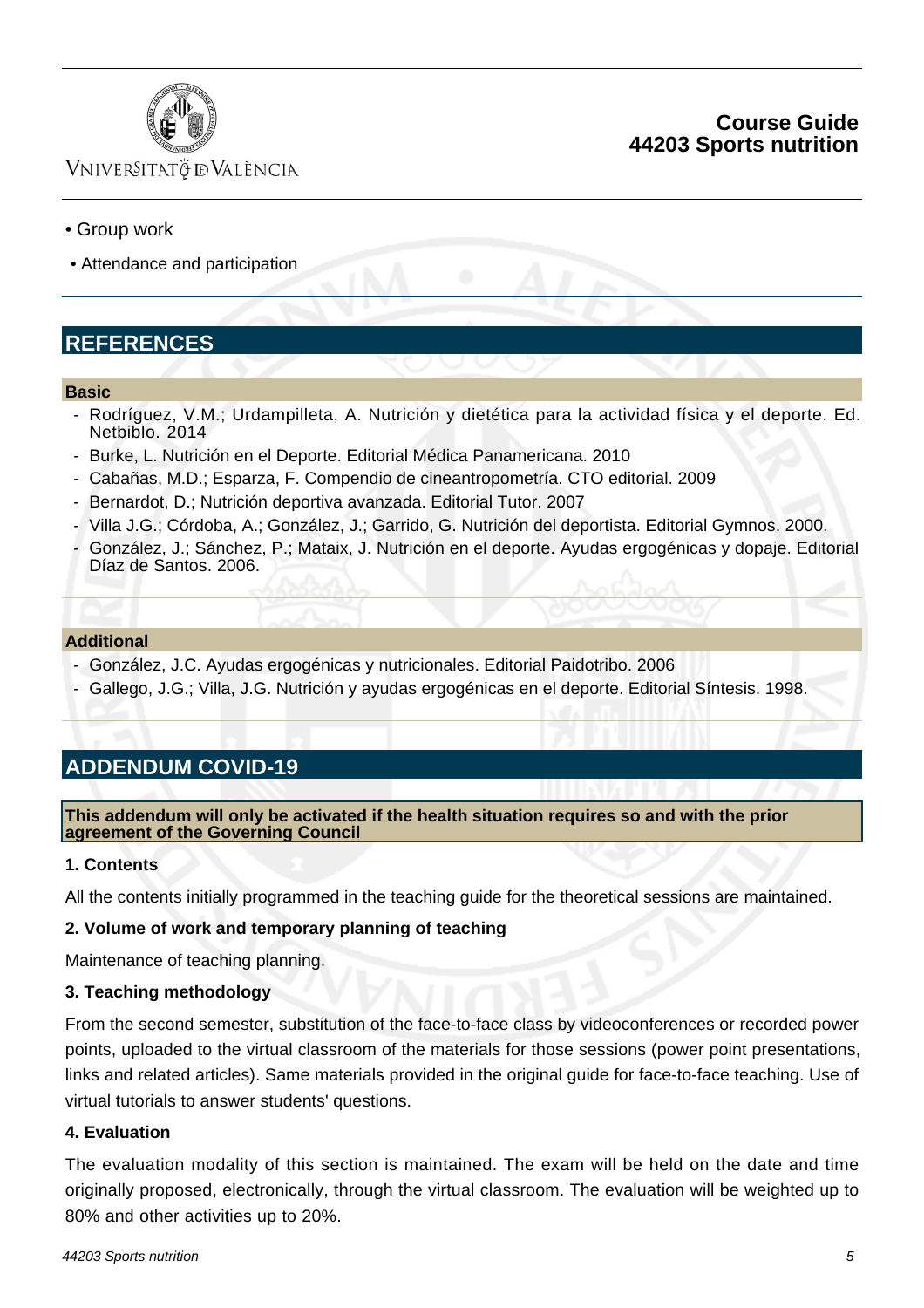- Group work
- Attendance and participation

## REFERENCES

### Basic

- Rodríguez, V.M.; Urdampilleta, A. Nutrición y dietética para la actividad física y el deporte. Ed. Netbiblo. 2014
- Burke, L. Nutrición en el Deporte. Editorial Médica Panamericana. 2010
- Cabañas, M.D.; Esparza, F. Compendio de cineantropometría. CTO editorial. 2009
- Bernardot, D.; Nutrición deportiva avanzada. Editorial Tutor. 2007
- Villa J.G.; Córdoba, A.; González, J.; Garrido, G. Nutrición del deportista. Editorial Gymnos. 2000.
- González, J.; Sánchez, P.; Mataix, J. Nutrición en el deporte. Ayudas ergogénicas y dopaje. Editorial Díaz de Santos. 2006.

### Additional

- González, J.C. Ayudas ergogénicas y nutricionales. Editorial Paidotribo. 2006
- Gallego, J.G.; Villa, J.G. Nutrición y ayudas ergogénicas en el deporte. Editorial Síntesis. 1998.

## ADDENDUM COVID-19

**This addendum will only be activated if the health situation requires so and with the prior agreement of the Governing Council**

**1. Contents**

All the contents initially programmed in the teaching guide for the theoretical sessions are maintained.

**2. Volume of work and temporary planning of teaching**

Maintenance of teaching planning.

**3. Teaching methodology**

From the second semester, substitution of the face-to-face class by videoconferences or recorded power points, uploaded to the virtual classroom of the materials for those sessions (power point presentations, links and related articles). Same materials provided in the original guide for face-to-face teaching. Use of virtual tutorials to answer students' questions.

**4. Evaluation**

The evaluation modality of this section is maintained. The exam will be held on the date and time originally proposed, electronically, through the virtual classroom. The evaluation will be weighted up to 80% and other activities up to 20%.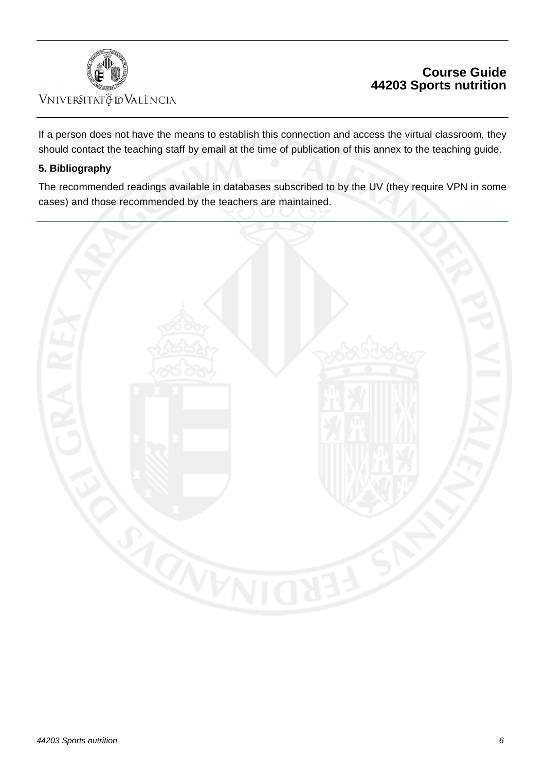If a person does not have the means to establish this connection and access the virtual classroom, they should contact the teaching staff by email at the time of publication of this annex to the teaching guide.

**5. Bibliography**

The recommended readings available in databases subscribed to by the UV (they require VPN in some cases) and those recommended by the teachers are maintained.